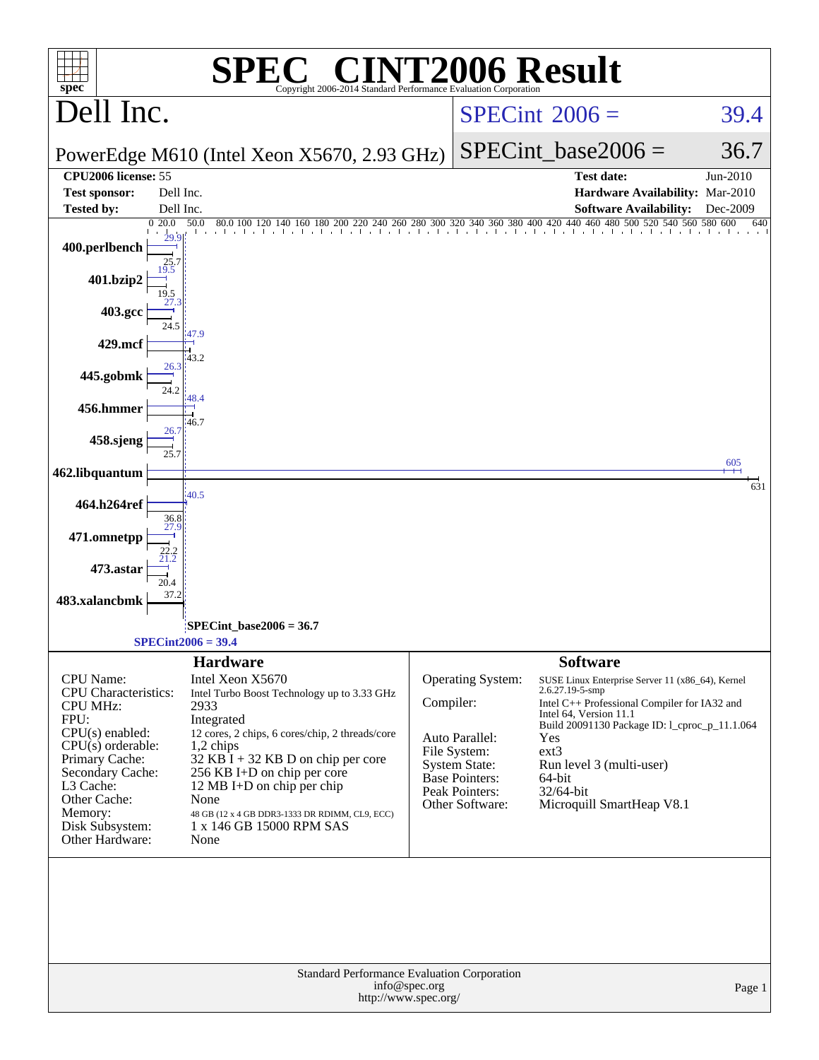# SPEC CINT2006 Result

Copyright 2006-2014 Standard Performance Evaluation Corporation

## Dell Inc.

PowerEdge M610 (Intel Xeon X5670, 2.93 GHz)

SPECint 2006 = 39.4

SPECint_base2006 = 36.7

| | | | |
|---|---|---|---|
| **CPU2006 license:** 55 | | **Test date:** | Jun-2010 |
| **Test sponsor:** | Dell Inc. | **Hardware Availability:** | Mar-2010 |
| **Tested by:** | Dell Inc. | **Software Availability:** | Dec-2009 |

| Benchmark | Peak | Base |
|---|---|---|
| 400.perlbench | 29.9 | 25.7 |
| 401.bzip2 | 19.5 | 19.5 |
| 403.gcc | 27.3 | 24.5 |
| 429.mcf | 47.9 | 43.2 |
| 445.gobmk | 26.3 | 24.2 |
| 456.hmmer | 48.4 | 46.7 |
| 458.sjeng | 26.7 | 25.7 |
| 462.libquantum | 605 | 631 |
| 464.h264ref | 40.5 | 36.8 |
| 471.omnetpp | 27.9 | 22.2 |
| 473.astar | 21.2 | 20.4 |
| 483.xalancbmk | 37.2 | |

SPECint_base2006 = 36.7

SPECint2006 = 39.4

## Hardware

| | |
|---|---|
| CPU Name: | Intel Xeon X5670 |
| CPU Characteristics: | Intel Turbo Boost Technology up to 3.33 GHz |
| CPU MHz: | 2933 |
| FPU: | Integrated |
| CPU(s) enabled: | 12 cores, 2 chips, 6 cores/chip, 2 threads/core |
| CPU(s) orderable: | 1,2 chips |
| Primary Cache: | 32 KB I + 32 KB D on chip per core |
| Secondary Cache: | 256 KB I+D on chip per core |
| L3 Cache: | 12 MB I+D on chip per chip |
| Other Cache: | None |
| Memory: | 48 GB (12 x 4 GB DDR3-1333 DR RDIMM, CL9, ECC) |
| Disk Subsystem: | 1 x 146 GB 15000 RPM SAS |
| Other Hardware: | None |

## Software

| | |
|---|---|
| Operating System: | SUSE Linux Enterprise Server 11 (x86_64), Kernel 2.6.27.19-5-smp |
| Compiler: | Intel C++ Professional Compiler for IA32 and Intel 64, Version 11.1 Build 20091130 Package ID: l_cproc_p_11.1.064 |
| Auto Parallel: | Yes |
| File System: | ext3 |
| System State: | Run level 3 (multi-user) |
| Base Pointers: | 64-bit |
| Peak Pointers: | 32/64-bit |
| Other Software: | Microquill SmartHeap V8.1 |

Standard Performance Evaluation Corporation
info@spec.org
http://www.spec.org/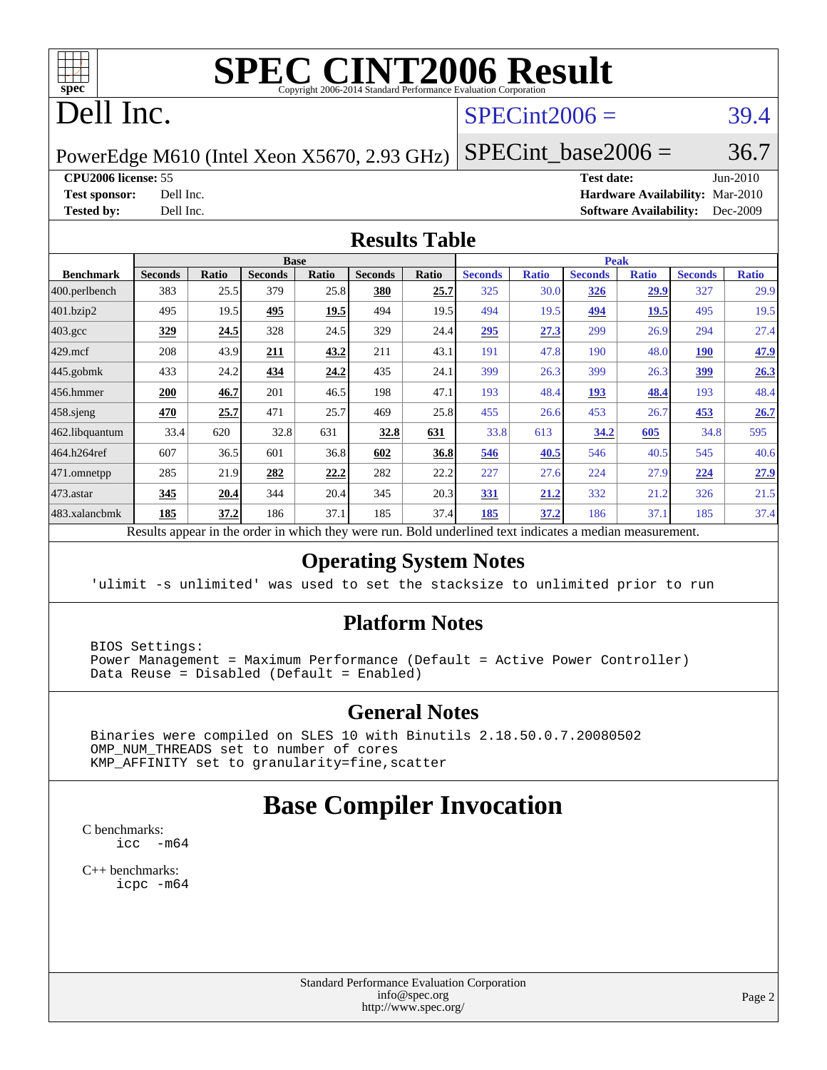# SPEC CINT2006 Result

Copyright 2006-2014 Standard Performance Evaluation Corporation

# Dell Inc.

PowerEdge M610 (Intel Xeon X5670, 2.93 GHz)

SPECint2006 = 39.4

SPECint_base2006 = 36.7

**CPU2006 license:** 55
**Test sponsor:** Dell Inc.
**Tested by:** Dell Inc.

**Test date:** Jun-2010
**Hardware Availability:** Mar-2010
**Software Availability:** Dec-2009

## Results Table

| Benchmark | Base | | | | | | Peak | | | | | |
|---|---|---|---|---|---|---|---|---|---|---|---|---|
| | Seconds | Ratio | Seconds | Ratio | Seconds | Ratio | Seconds | Ratio | Seconds | Ratio | Seconds | Ratio |
| 400.perlbench | 383 | 25.5 | 379 | 25.8 | **380** | **25.7** | 325 | 30.0 | **326** | **29.9** | 327 | 29.9 |
| 401.bzip2 | 495 | 19.5 | **495** | **19.5** | 494 | 19.5 | 494 | 19.5 | **494** | **19.5** | 495 | 19.5 |
| 403.gcc | **329** | **24.5** | 328 | 24.5 | 329 | 24.4 | **295** | **27.3** | 299 | 26.9 | 294 | 27.4 |
| 429.mcf | 208 | 43.9 | **211** | **43.2** | 211 | 43.1 | 191 | 47.8 | 190 | 48.0 | **190** | **47.9** |
| 445.gobmk | 433 | 24.2 | **434** | **24.2** | 435 | 24.1 | 399 | 26.3 | 399 | 26.3 | **399** | **26.3** |
| 456.hmmer | **200** | **46.7** | 201 | 46.5 | 198 | 47.1 | 193 | 48.4 | **193** | **48.4** | 193 | 48.4 |
| 458.sjeng | **470** | **25.7** | 471 | 25.7 | 469 | 25.8 | 455 | 26.6 | 453 | 26.7 | **453** | **26.7** |
| 462.libquantum | 33.4 | 620 | 32.8 | 631 | **32.8** | **631** | 33.8 | 613 | **34.2** | **605** | 34.8 | 595 |
| 464.h264ref | 607 | 36.5 | 601 | 36.8 | **602** | **36.8** | **546** | **40.5** | 546 | 40.5 | 545 | 40.6 |
| 471.omnetpp | 285 | 21.9 | **282** | **22.2** | 282 | 22.2 | 227 | 27.6 | 224 | 27.9 | **224** | **27.9** |
| 473.astar | **345** | **20.4** | 344 | 20.4 | 345 | 20.3 | **331** | **21.2** | 332 | 21.2 | 326 | 21.5 |
| 483.xalancbmk | **185** | **37.2** | 186 | 37.1 | 185 | 37.4 | **185** | **37.2** | 186 | 37.1 | 185 | 37.4 |

Results appear in the order in which they were run. Bold underlined text indicates a median measurement.

## Operating System Notes

```
'ulimit -s unlimited' was used to set the stacksize to unlimited prior to run
```

## Platform Notes

```
BIOS Settings:
Power Management = Maximum Performance (Default = Active Power Controller)
Data Reuse = Disabled (Default = Enabled)
```

## General Notes

```
Binaries were compiled on SLES 10 with Binutils 2.18.50.0.7.20080502
OMP_NUM_THREADS set to number of cores
KMP_AFFINITY set to granularity=fine,scatter
```

# Base Compiler Invocation

C benchmarks:
```
icc  -m64
```

C++ benchmarks:
```
icpc -m64
```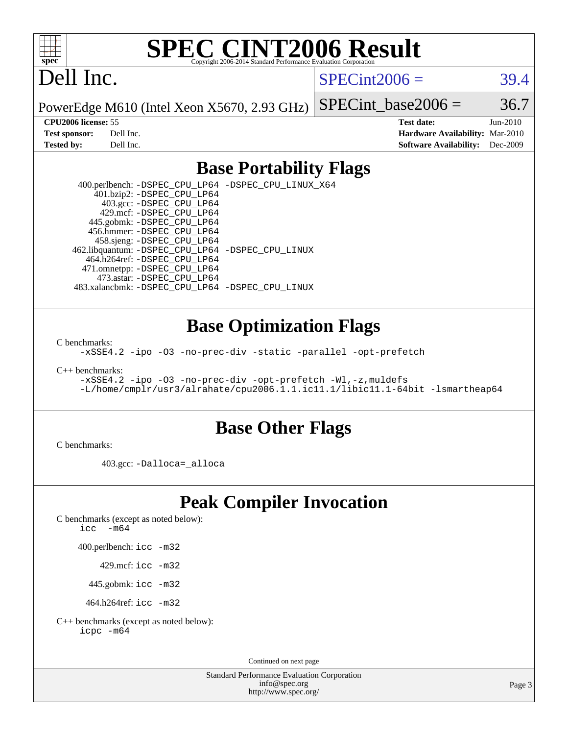# SPEC CINT2006 Result

Copyright 2006-2014 Standard Performance Evaluation Corporation

## Dell Inc.

PowerEdge M610 (Intel Xeon X5670, 2.93 GHz)

SPECint2006 = 39.4

SPECint_base2006 = 36.7

**CPU2006 license:** 55
**Test sponsor:** Dell Inc.
**Tested by:** Dell Inc.

**Test date:** Jun-2010
**Hardware Availability:** Mar-2010
**Software Availability:** Dec-2009

## Base Portability Flags

400.perlbench: -DSPEC_CPU_LP64 -DSPEC_CPU_LINUX_X64
401.bzip2: -DSPEC_CPU_LP64
403.gcc: -DSPEC_CPU_LP64
429.mcf: -DSPEC_CPU_LP64
445.gobmk: -DSPEC_CPU_LP64
456.hmmer: -DSPEC_CPU_LP64
458.sjeng: -DSPEC_CPU_LP64
462.libquantum: -DSPEC_CPU_LP64 -DSPEC_CPU_LINUX
464.h264ref: -DSPEC_CPU_LP64
471.omnetpp: -DSPEC_CPU_LP64
473.astar: -DSPEC_CPU_LP64
483.xalancbmk: -DSPEC_CPU_LP64 -DSPEC_CPU_LINUX

## Base Optimization Flags

C benchmarks:
```
-xSSE4.2 -ipo -O3 -no-prec-div -static -parallel -opt-prefetch
```

C++ benchmarks:
```
-xSSE4.2 -ipo -O3 -no-prec-div -opt-prefetch -Wl,-z,muldefs
-L/home/cmplr/usr3/alrahate/cpu2006.1.1.ic11.1/libic11.1-64bit -lsmartheap64
```

## Base Other Flags

C benchmarks:

403.gcc: -Dalloca=_alloca

## Peak Compiler Invocation

C benchmarks (except as noted below):
```
icc  -m64
```

400.perlbench: icc -m32

429.mcf: icc -m32

445.gobmk: icc -m32

464.h264ref: icc -m32

C++ benchmarks (except as noted below):
```
icpc -m64
```

Continued on next page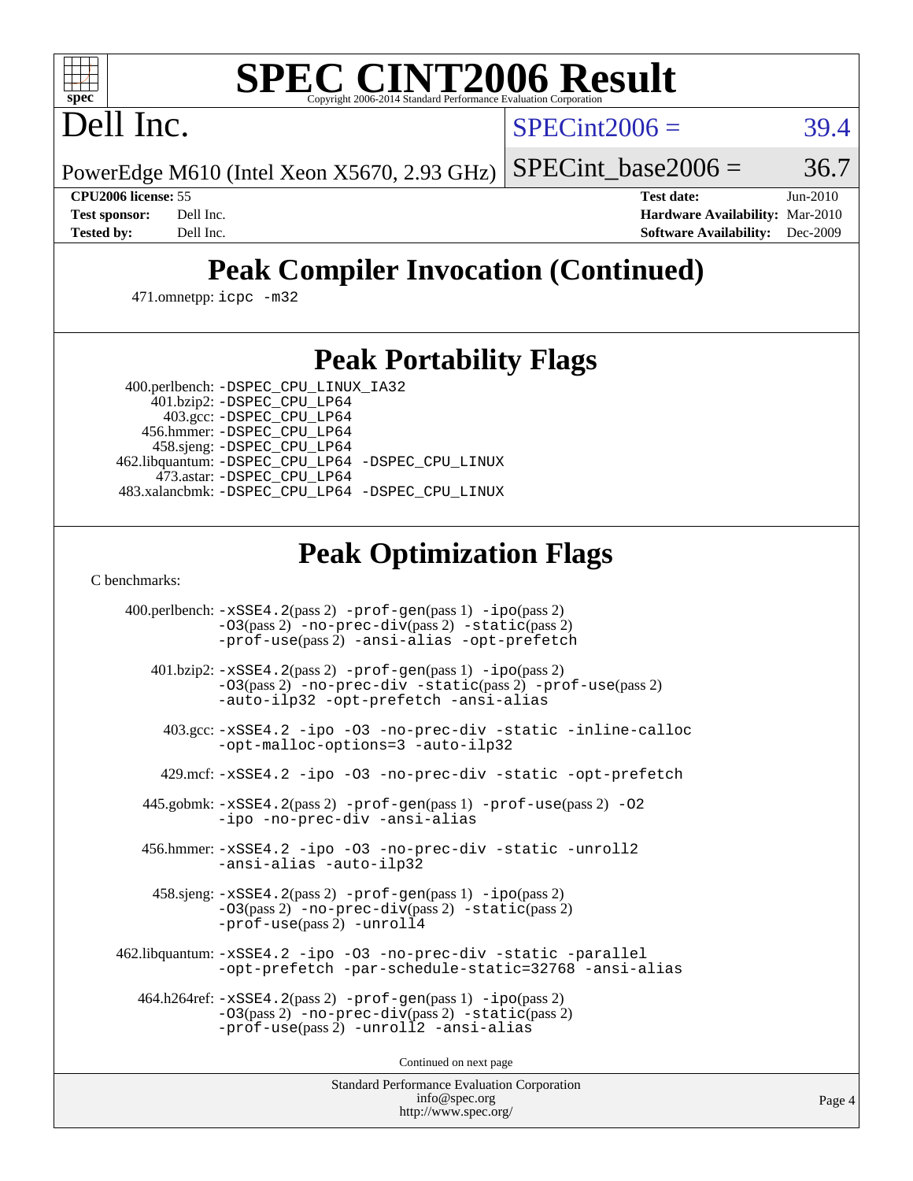# SPEC CINT2006 Result

Copyright 2006-2014 Standard Performance Evaluation Corporation

## Dell Inc.

PowerEdge M610 (Intel Xeon X5670, 2.93 GHz)

SPECint2006 = 39.4

SPECint_base2006 = 36.7

| | | | |
|---|---|---|---|
| **CPU2006 license:** | 55 | **Test date:** | Jun-2010 |
| **Test sponsor:** | Dell Inc. | **Hardware Availability:** | Mar-2010 |
| **Tested by:** | Dell Inc. | **Software Availability:** | Dec-2009 |

## Peak Compiler Invocation (Continued)

471.omnetpp: `icpc -m32`

## Peak Portability Flags

400.perlbench: `-DSPEC_CPU_LINUX_IA32`
401.bzip2: `-DSPEC_CPU_LP64`
403.gcc: `-DSPEC_CPU_LP64`
456.hmmer: `-DSPEC_CPU_LP64`
458.sjeng: `-DSPEC_CPU_LP64`
462.libquantum: `-DSPEC_CPU_LP64 -DSPEC_CPU_LINUX`
473.astar: `-DSPEC_CPU_LP64`
483.xalancbmk: `-DSPEC_CPU_LP64 -DSPEC_CPU_LINUX`

## Peak Optimization Flags

C benchmarks:

400.perlbench: `-xSSE4.2`(pass 2) `-prof-gen`(pass 1) `-ipo`(pass 2) `-O3`(pass 2) `-no-prec-div`(pass 2) `-static`(pass 2) `-prof-use`(pass 2) `-ansi-alias -opt-prefetch`

401.bzip2: `-xSSE4.2`(pass 2) `-prof-gen`(pass 1) `-ipo`(pass 2) `-O3`(pass 2) `-no-prec-div -static`(pass 2) `-prof-use`(pass 2) `-auto-ilp32 -opt-prefetch -ansi-alias`

403.gcc: `-xSSE4.2 -ipo -O3 -no-prec-div -static -inline-calloc -opt-malloc-options=3 -auto-ilp32`

429.mcf: `-xSSE4.2 -ipo -O3 -no-prec-div -static -opt-prefetch`

445.gobmk: `-xSSE4.2`(pass 2) `-prof-gen`(pass 1) `-prof-use`(pass 2) `-O2 -ipo -no-prec-div -ansi-alias`

456.hmmer: `-xSSE4.2 -ipo -O3 -no-prec-div -static -unroll2 -ansi-alias -auto-ilp32`

458.sjeng: `-xSSE4.2`(pass 2) `-prof-gen`(pass 1) `-ipo`(pass 2) `-O3`(pass 2) `-no-prec-div`(pass 2) `-static`(pass 2) `-prof-use`(pass 2) `-unroll4`

462.libquantum: `-xSSE4.2 -ipo -O3 -no-prec-div -static -parallel -opt-prefetch -par-schedule-static=32768 -ansi-alias`

464.h264ref: `-xSSE4.2`(pass 2) `-prof-gen`(pass 1) `-ipo`(pass 2) `-O3`(pass 2) `-no-prec-div`(pass 2) `-static`(pass 2) `-prof-use`(pass 2) `-unroll2 -ansi-alias`

Continued on next page

Standard Performance Evaluation Corporation
info@spec.org
http://www.spec.org/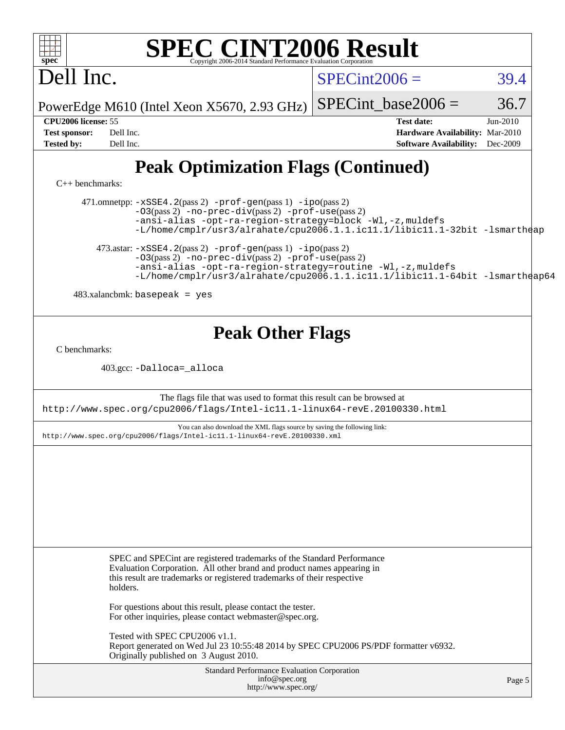# SPEC CINT2006 Result

Copyright 2006-2014 Standard Performance Evaluation Corporation

Dell Inc.

PowerEdge M610 (Intel Xeon X5670, 2.93 GHz)

SPECint2006 = 39.4

SPECint_base2006 = 36.7

**CPU2006 license:** 55
**Test sponsor:** Dell Inc.
**Tested by:** Dell Inc.

**Test date:** Jun-2010
**Hardware Availability:** Mar-2010
**Software Availability:** Dec-2009

## Peak Optimization Flags (Continued)

C++ benchmarks:

471.omnetpp: `-xSSE4.2`(pass 2) `-prof-gen`(pass 1) `-ipo`(pass 2) `-O3`(pass 2) `-no-prec-div`(pass 2) `-prof-use`(pass 2) `-ansi-alias -opt-ra-region-strategy=block -Wl,-z,muldefs -L/home/cmplr/usr3/alrahate/cpu2006.1.1.ic11.1/libic11.1-32bit -lsmartheap`

473.astar: `-xSSE4.2`(pass 2) `-prof-gen`(pass 1) `-ipo`(pass 2) `-O3`(pass 2) `-no-prec-div`(pass 2) `-prof-use`(pass 2) `-ansi-alias -opt-ra-region-strategy=routine -Wl,-z,muldefs -L/home/cmplr/usr3/alrahate/cpu2006.1.1.ic11.1/libic11.1-64bit -lsmartheap64`

483.xalancbmk: `basepeak = yes`

## Peak Other Flags

C benchmarks:

403.gcc: `-Dalloca=_alloca`

The flags file that was used to format this result can be browsed at
http://www.spec.org/cpu2006/flags/Intel-ic11.1-linux64-revE.20100330.html

You can also download the XML flags source by saving the following link:
http://www.spec.org/cpu2006/flags/Intel-ic11.1-linux64-revE.20100330.xml

SPEC and SPECint are registered trademarks of the Standard Performance Evaluation Corporation. All other brand and product names appearing in this result are trademarks or registered trademarks of their respective holders.

For questions about this result, please contact the tester.
For other inquiries, please contact webmaster@spec.org.

Tested with SPEC CPU2006 v1.1.
Report generated on Wed Jul 23 10:55:48 2014 by SPEC CPU2006 PS/PDF formatter v6932.
Originally published on 3 August 2010.

Standard Performance Evaluation Corporation
info@spec.org
http://www.spec.org/